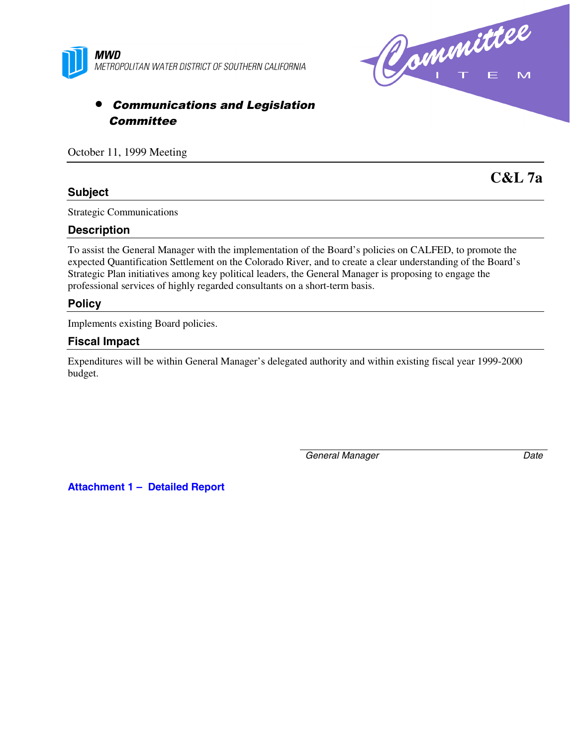**MWD**
METROPOLITAN WATER DISTRICT OF SOUTHERN CALIFORNIA

Committee ITEM

- ***Communications and Legislation Committee***

October 11, 1999 Meeting

**C&L 7a**

## Subject

Strategic Communications

## Description

To assist the General Manager with the implementation of the Board's policies on CALFED, to promote the expected Quantification Settlement on the Colorado River, and to create a clear understanding of the Board's Strategic Plan initiatives among key political leaders, the General Manager is proposing to engage the professional services of highly regarded consultants on a short-term basis.

## Policy

Implements existing Board policies.

## Fiscal Impact

Expenditures will be within General Manager's delegated authority and within existing fiscal year 1999-2000 budget.

*General Manager* *Date*

**Attachment 1 – Detailed Report**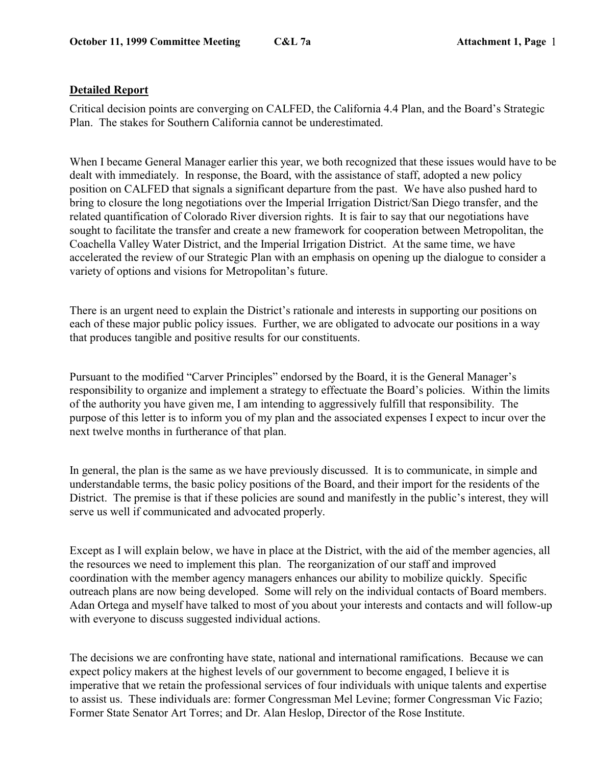## Detailed Report

Critical decision points are converging on CALFED, the California 4.4 Plan, and the Board's Strategic Plan. The stakes for Southern California cannot be underestimated.

When I became General Manager earlier this year, we both recognized that these issues would have to be dealt with immediately. In response, the Board, with the assistance of staff, adopted a new policy position on CALFED that signals a significant departure from the past. We have also pushed hard to bring to closure the long negotiations over the Imperial Irrigation District/San Diego transfer, and the related quantification of Colorado River diversion rights. It is fair to say that our negotiations have sought to facilitate the transfer and create a new framework for cooperation between Metropolitan, the Coachella Valley Water District, and the Imperial Irrigation District. At the same time, we have accelerated the review of our Strategic Plan with an emphasis on opening up the dialogue to consider a variety of options and visions for Metropolitan's future.

There is an urgent need to explain the District's rationale and interests in supporting our positions on each of these major public policy issues. Further, we are obligated to advocate our positions in a way that produces tangible and positive results for our constituents.

Pursuant to the modified "Carver Principles" endorsed by the Board, it is the General Manager's responsibility to organize and implement a strategy to effectuate the Board's policies. Within the limits of the authority you have given me, I am intending to aggressively fulfill that responsibility. The purpose of this letter is to inform you of my plan and the associated expenses I expect to incur over the next twelve months in furtherance of that plan.

In general, the plan is the same as we have previously discussed. It is to communicate, in simple and understandable terms, the basic policy positions of the Board, and their import for the residents of the District. The premise is that if these policies are sound and manifestly in the public's interest, they will serve us well if communicated and advocated properly.

Except as I will explain below, we have in place at the District, with the aid of the member agencies, all the resources we need to implement this plan. The reorganization of our staff and improved coordination with the member agency managers enhances our ability to mobilize quickly. Specific outreach plans are now being developed. Some will rely on the individual contacts of Board members. Adan Ortega and myself have talked to most of you about your interests and contacts and will follow-up with everyone to discuss suggested individual actions.

The decisions we are confronting have state, national and international ramifications. Because we can expect policy makers at the highest levels of our government to become engaged, I believe it is imperative that we retain the professional services of four individuals with unique talents and expertise to assist us. These individuals are: former Congressman Mel Levine; former Congressman Vic Fazio; Former State Senator Art Torres; and Dr. Alan Heslop, Director of the Rose Institute.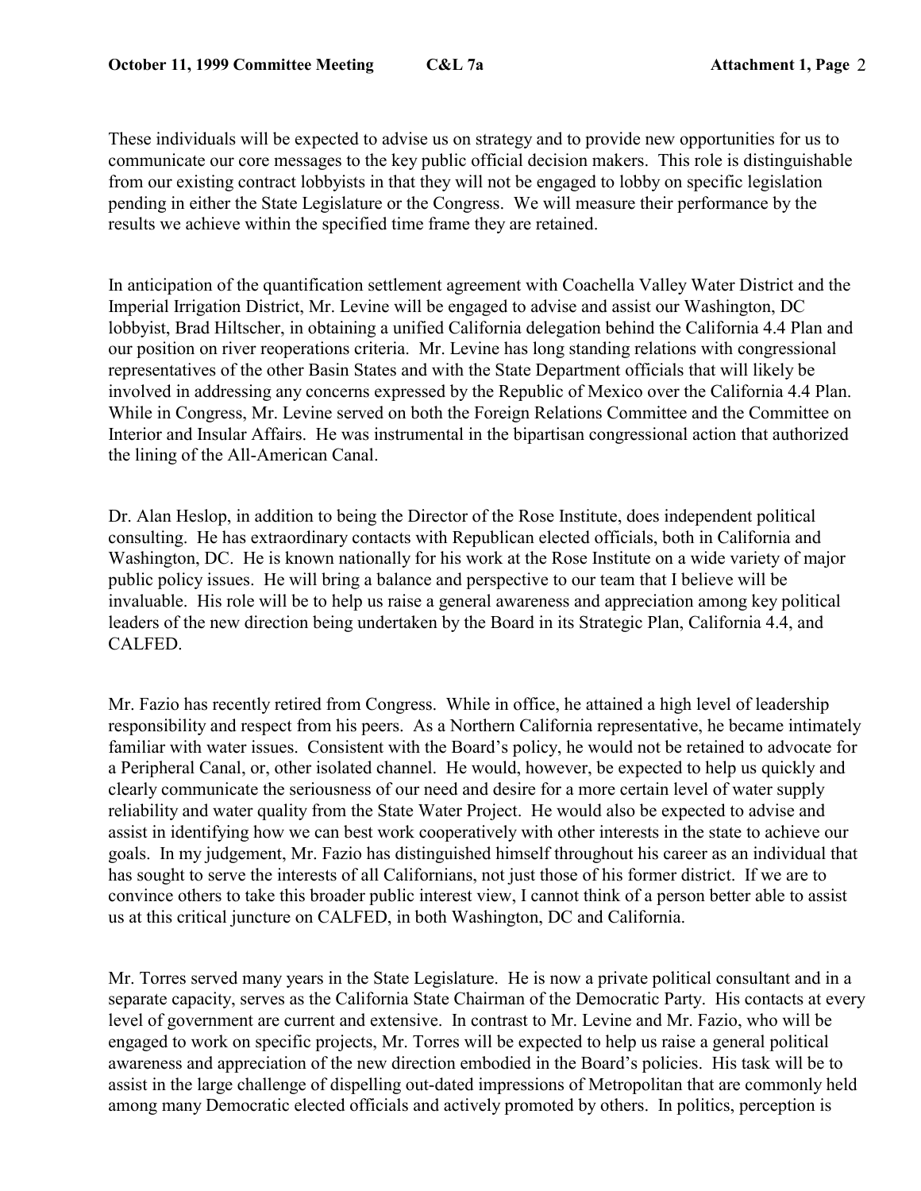These individuals will be expected to advise us on strategy and to provide new opportunities for us to communicate our core messages to the key public official decision makers. This role is distinguishable from our existing contract lobbyists in that they will not be engaged to lobby on specific legislation pending in either the State Legislature or the Congress. We will measure their performance by the results we achieve within the specified time frame they are retained.

In anticipation of the quantification settlement agreement with Coachella Valley Water District and the Imperial Irrigation District, Mr. Levine will be engaged to advise and assist our Washington, DC lobbyist, Brad Hiltscher, in obtaining a unified California delegation behind the California 4.4 Plan and our position on river reoperations criteria. Mr. Levine has long standing relations with congressional representatives of the other Basin States and with the State Department officials that will likely be involved in addressing any concerns expressed by the Republic of Mexico over the California 4.4 Plan. While in Congress, Mr. Levine served on both the Foreign Relations Committee and the Committee on Interior and Insular Affairs. He was instrumental in the bipartisan congressional action that authorized the lining of the All-American Canal.

Dr. Alan Heslop, in addition to being the Director of the Rose Institute, does independent political consulting. He has extraordinary contacts with Republican elected officials, both in California and Washington, DC. He is known nationally for his work at the Rose Institute on a wide variety of major public policy issues. He will bring a balance and perspective to our team that I believe will be invaluable. His role will be to help us raise a general awareness and appreciation among key political leaders of the new direction being undertaken by the Board in its Strategic Plan, California 4.4, and CALFED.

Mr. Fazio has recently retired from Congress. While in office, he attained a high level of leadership responsibility and respect from his peers. As a Northern California representative, he became intimately familiar with water issues. Consistent with the Board's policy, he would not be retained to advocate for a Peripheral Canal, or, other isolated channel. He would, however, be expected to help us quickly and clearly communicate the seriousness of our need and desire for a more certain level of water supply reliability and water quality from the State Water Project. He would also be expected to advise and assist in identifying how we can best work cooperatively with other interests in the state to achieve our goals. In my judgement, Mr. Fazio has distinguished himself throughout his career as an individual that has sought to serve the interests of all Californians, not just those of his former district. If we are to convince others to take this broader public interest view, I cannot think of a person better able to assist us at this critical juncture on CALFED, in both Washington, DC and California.

Mr. Torres served many years in the State Legislature. He is now a private political consultant and in a separate capacity, serves as the California State Chairman of the Democratic Party. His contacts at every level of government are current and extensive. In contrast to Mr. Levine and Mr. Fazio, who will be engaged to work on specific projects, Mr. Torres will be expected to help us raise a general political awareness and appreciation of the new direction embodied in the Board's policies. His task will be to assist in the large challenge of dispelling out-dated impressions of Metropolitan that are commonly held among many Democratic elected officials and actively promoted by others. In politics, perception is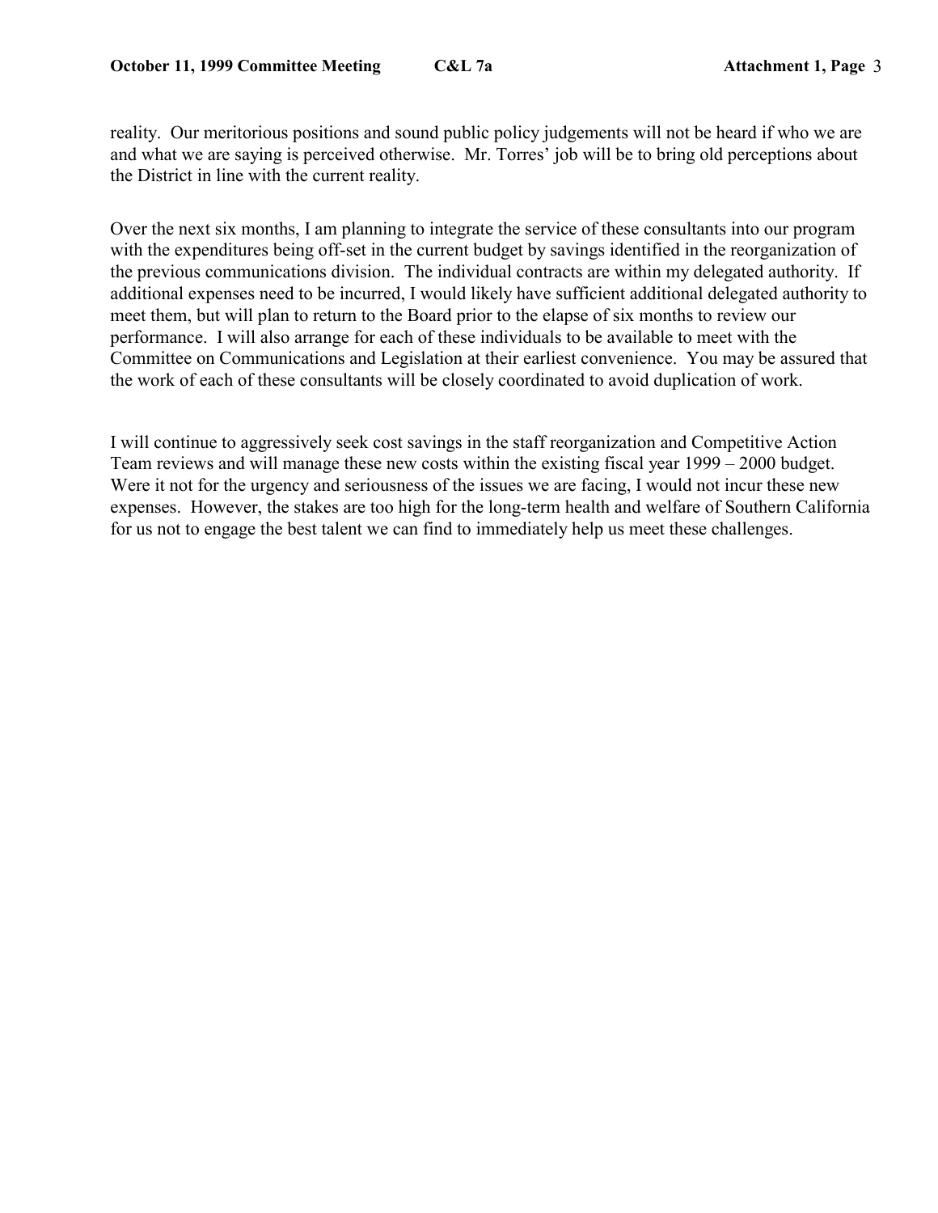reality. Our meritorious positions and sound public policy judgements will not be heard if who we are and what we are saying is perceived otherwise. Mr. Torres' job will be to bring old perceptions about the District in line with the current reality.

Over the next six months, I am planning to integrate the service of these consultants into our program with the expenditures being off-set in the current budget by savings identified in the reorganization of the previous communications division. The individual contracts are within my delegated authority. If additional expenses need to be incurred, I would likely have sufficient additional delegated authority to meet them, but will plan to return to the Board prior to the elapse of six months to review our performance. I will also arrange for each of these individuals to be available to meet with the Committee on Communications and Legislation at their earliest convenience. You may be assured that the work of each of these consultants will be closely coordinated to avoid duplication of work.

I will continue to aggressively seek cost savings in the staff reorganization and Competitive Action Team reviews and will manage these new costs within the existing fiscal year 1999 – 2000 budget. Were it not for the urgency and seriousness of the issues we are facing, I would not incur these new expenses. However, the stakes are too high for the long-term health and welfare of Southern California for us not to engage the best talent we can find to immediately help us meet these challenges.